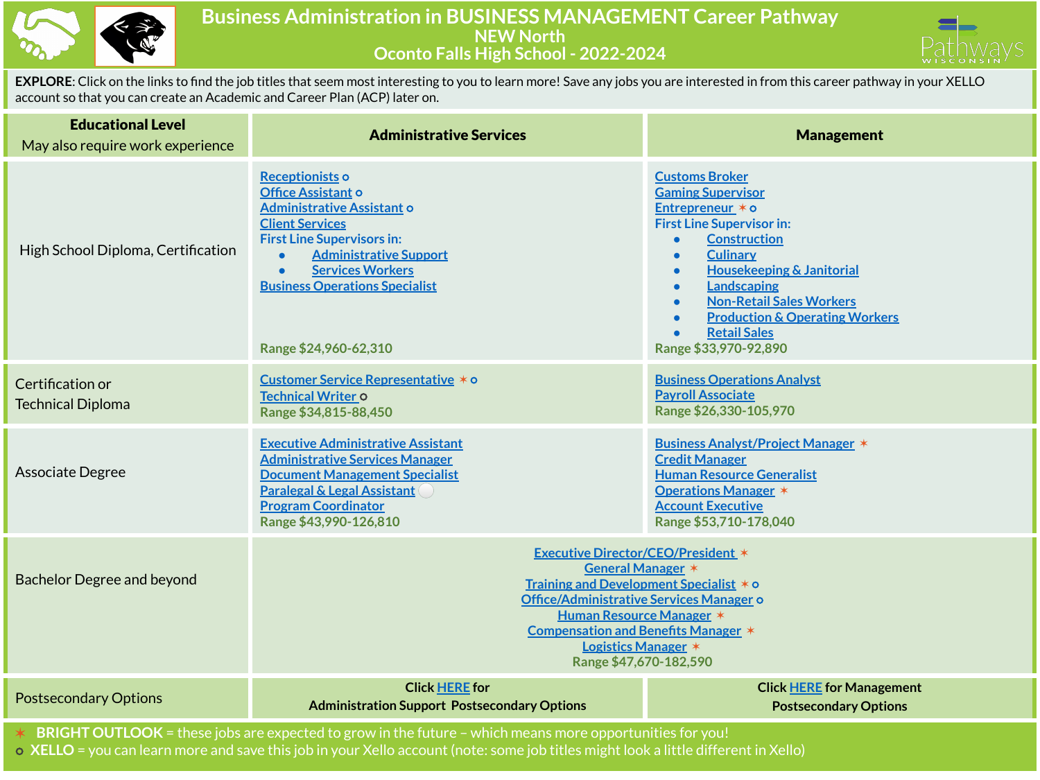# Business Administration in BUSINESS MANAGEMENT Career Pathway
## NEW North
## Oconto Falls High School - 2022-2024

**EXPLORE**: Click on the links to find the job titles that seem most interesting to you to learn more! Save any jobs you are interested in from this career pathway in your XELLO account so that you can create an Academic and Career Plan (ACP) later on.

| **Educational Level** May also require work experience | **Administrative Services** | **Management** |
|---|---|---|
| High School Diploma, Certification | Receptionists ⚬<br>Office Assistant ⚬<br>Administrative Assistant ⚬<br>Client Services<br>First Line Supervisors in:<br>• Administrative Support<br>• Services Workers<br>Business Operations Specialist<br>Range $24,960-62,310 | Customs Broker<br>Gaming Supervisor<br>Entrepreneur ✶ ⚬<br>First Line Supervisor in:<br>• Construction<br>• Culinary<br>• Housekeeping & Janitorial<br>• Landscaping<br>• Non-Retail Sales Workers<br>• Production & Operating Workers<br>• Retail Sales<br>Range $33,970-92,890 |
| Certification or Technical Diploma | Customer Service Representative ✶ ⚬<br>Technical Writer ⚬<br>Range $34,815-88,450 | Business Operations Analyst<br>Payroll Associate<br>Range $26,330-105,970 |
| Associate Degree | Executive Administrative Assistant<br>Administrative Services Manager<br>Document Management Specialist<br>Paralegal & Legal Assistant<br>Program Coordinator<br>Range $43,990-126,810 | Business Analyst/Project Manager ✶<br>Credit Manager<br>Human Resource Generalist<br>Operations Manager ✶<br>Account Executive<br>Range $53,710-178,040 |
| Bachelor Degree and beyond | Executive Director/CEO/President ✶<br>General Manager ✶<br>Training and Development Specialist ✶ ⚬<br>Office/Administrative Services Manager ⚬<br>Human Resource Manager ✶<br>Compensation and Benefits Manager ✶<br>Logistics Manager ✶<br>Range $47,670-182,590 | |
| Postsecondary Options | Click HERE for Administration Support Postsecondary Options | Click HERE for Management Postsecondary Options |

✶ **BRIGHT OUTLOOK** = these jobs are expected to grow in the future – which means more opportunities for you!
⚬ **XELLO** = you can learn more and save this job in your Xello account (note: some job titles might look a little different in Xello)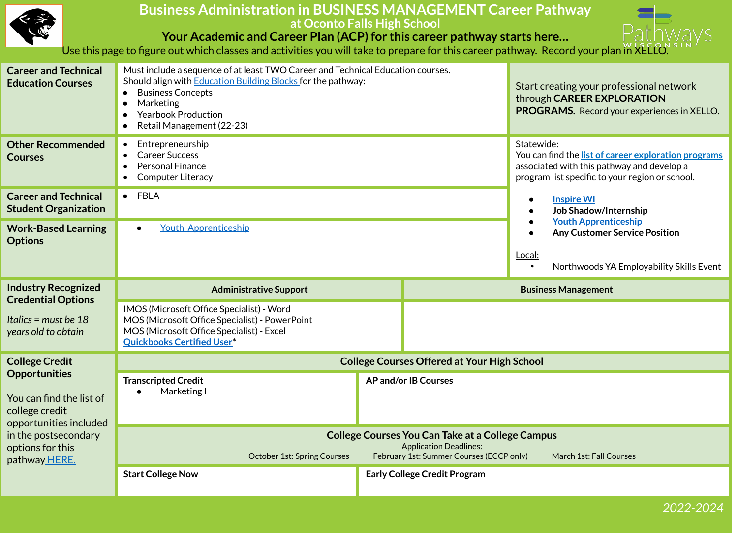# Business Administration in BUSINESS MANAGEMENT Career Pathway

## at Oconto Falls High School

### Your Academic and Career Plan (ACP) for this career pathway starts here…

Use this page to figure out which classes and activities you will take to prepare for this career pathway. Record your plan in XELLO.

**Career and Technical Education Courses**

Must include a sequence of at least TWO Career and Technical Education courses.
Should align with Education Building Blocks for the pathway:

- Business Concepts
- Marketing
- Yearbook Production
- Retail Management (22-23)

**Other Recommended Courses**

- Entrepreneurship
- Career Success
- Personal Finance
- Computer Literacy

**Career and Technical Student Organization**

- FBLA

**Work-Based Learning Options**

- Youth Apprenticeship

Start creating your professional network through **CAREER EXPLORATION PROGRAMS.** Record your experiences in XELLO.

Statewide:
You can find the **list of career exploration programs** associated with this pathway and develop a program list specific to your region or school.

- **Inspire WI**
- **Job Shadow/Internship**
- **Youth Apprenticeship**
- **Any Customer Service Position**

Local:

- Northwoods YA Employability Skills Event

**Industry Recognized Credential Options**

*Italics = must be 18 years old to obtain*

| Administrative Support | Business Management |
|---|---|
| IMOS (Microsoft Office Specialist) - Word<br>MOS (Microsoft Office Specialist) - PowerPoint<br>MOS (Microsoft Office Specialist) - Excel<br>**Quickbooks Certified User***| |

**College Credit Opportunities**

You can find the list of college credit opportunities included in the postsecondary options for this pathway HERE.

**College Courses Offered at Your High School**

| Transcripted Credit | AP and/or IB Courses |
|---|---|
| - Marketing I | |

**College Courses You Can Take at a College Campus**

Application Deadlines:
October 1st: Spring Courses | February 1st: Summer Courses (ECCP only) | March 1st: Fall Courses

| Start College Now | Early College Credit Program |
|---|---|
| | |

*2022-2024*